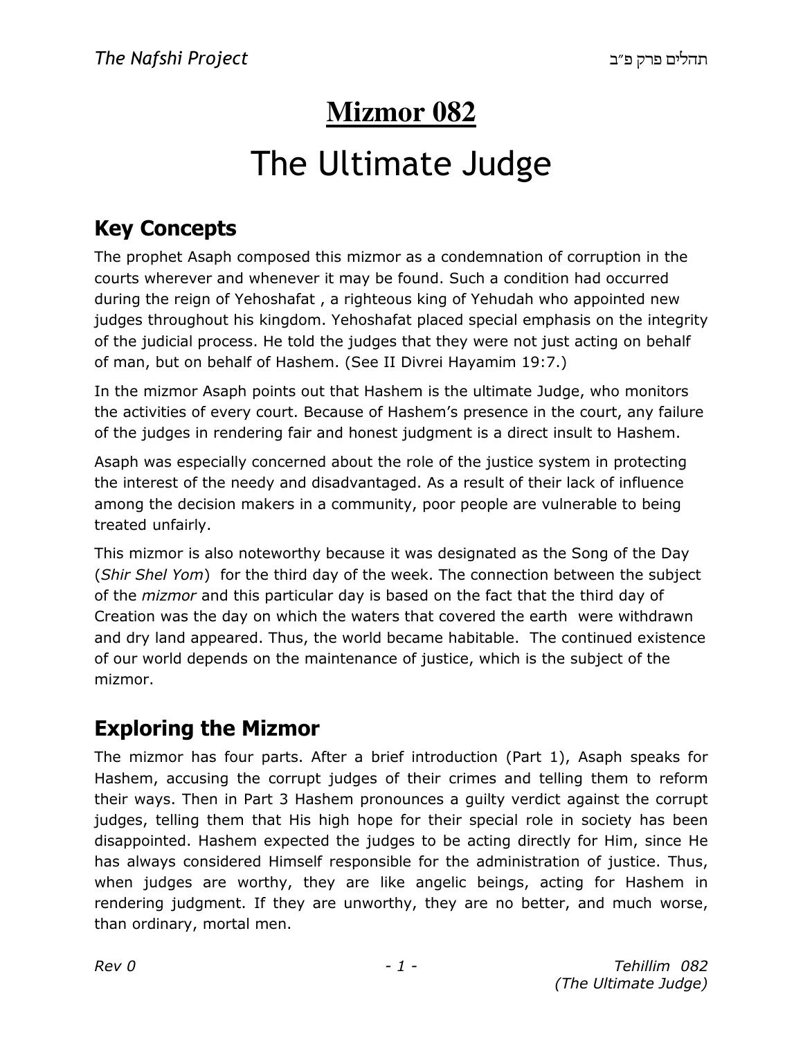# Mizmor 082

# The Ultimate Judge

## Key Concepts

The prophet Asaph composed this mizmor as a condemnation of corruption in the courts wherever and whenever it may be found. Such a condition had occurred during the reign of Yehoshafat , a righteous king of Yehudah who appointed new judges throughout his kingdom. Yehoshafat placed special emphasis on the integrity of the judicial process. He told the judges that they were not just acting on behalf of man, but on behalf of Hashem. (See II Divrei Hayamim 19:7.)

In the mizmor Asaph points out that Hashem is the ultimate Judge, who monitors the activities of every court. Because of Hashem's presence in the court, any failure of the judges in rendering fair and honest judgment is a direct insult to Hashem.

Asaph was especially concerned about the role of the justice system in protecting the interest of the needy and disadvantaged. As a result of their lack of influence among the decision makers in a community, poor people are vulnerable to being treated unfairly.

This mizmor is also noteworthy because it was designated as the Song of the Day (*Shir Shel Yom*) for the third day of the week. The connection between the subject of the *mizmor* and this particular day is based on the fact that the third day of Creation was the day on which the waters that covered the earth were withdrawn and dry land appeared. Thus, the world became habitable. The continued existence of our world depends on the maintenance of justice, which is the subject of the mizmor.

## Exploring the Mizmor

The mizmor has four parts. After a brief introduction (Part 1), Asaph speaks for Hashem, accusing the corrupt judges of their crimes and telling them to reform their ways. Then in Part 3 Hashem pronounces a guilty verdict against the corrupt judges, telling them that His high hope for their special role in society has been disappointed. Hashem expected the judges to be acting directly for Him, since He has always considered Himself responsible for the administration of justice. Thus, when judges are worthy, they are like angelic beings, acting for Hashem in rendering judgment. If they are unworthy, they are no better, and much worse, than ordinary, mortal men.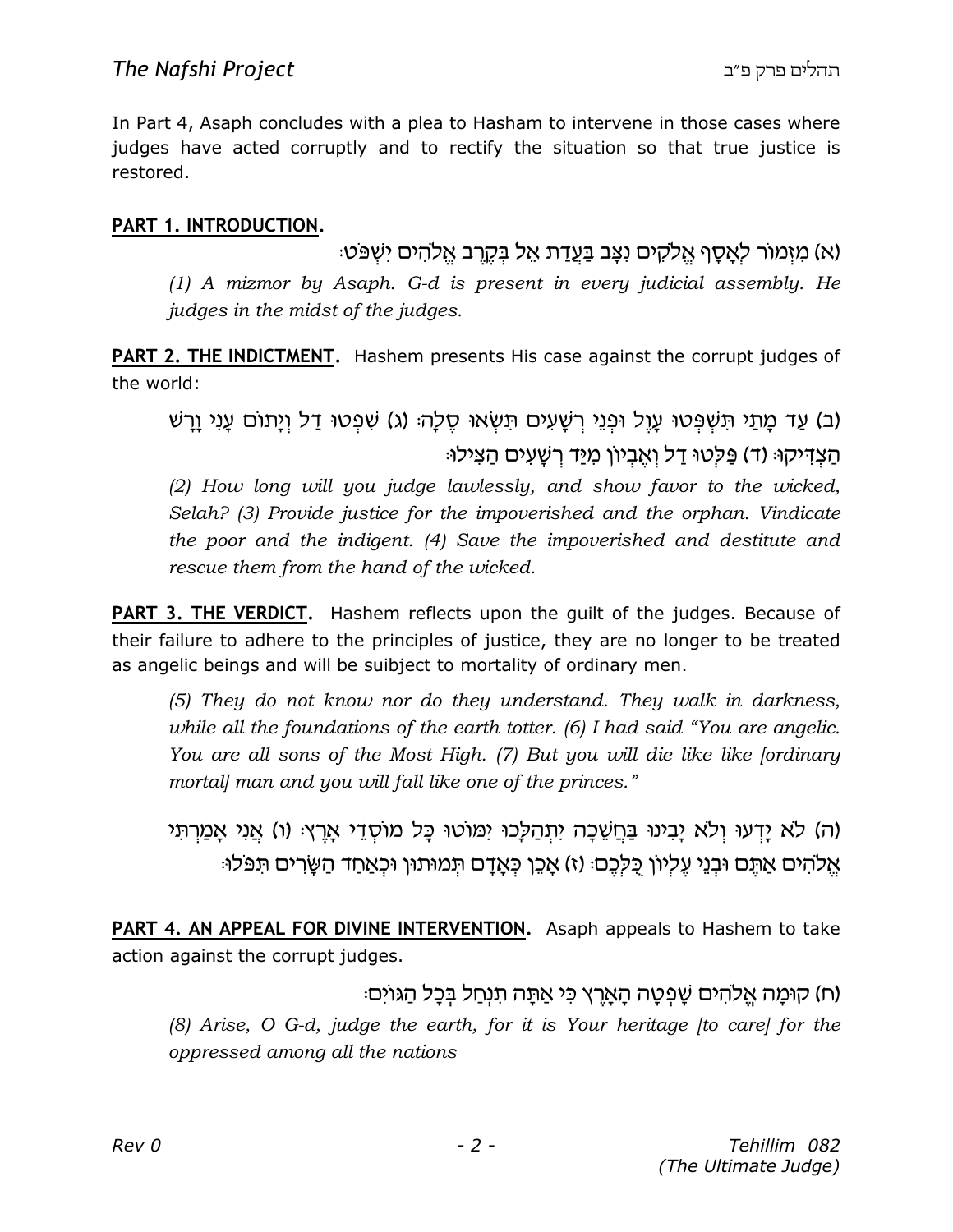In Part 4, Asaph concludes with a plea to Hashem to intervene in those cases where judges have acted corruptly and to rectify the situation so that true justice is restored.

**PART 1. INTRODUCTION.**

(א) מִזְמוֹר לְאָסָף אֱלֹקִים נִצָּב בַּעֲדַת אֵל בְּקֶרֶב אֱלֹהִים יִשְׁפֹּט׃

*(1) A mizmor by Asaph. G-d is present in every judicial assembly. He judges in the midst of the judges.*

**PART 2. THE INDICTMENT.** Hashem presents His case against the corrupt judges of the world:

(ב) עַד מָתַי תִּשְׁפְּטוּ עָוֶל וּפְנֵי רְשָׁעִים תִּשְׂאוּ סֶלָה׃ (ג) שִׁפְטוּ דַל וְיָתוֹם עָנִי וָרָשׁ הַצְדִּיקוּ׃ (ד) פַּלְּטוּ דַל וְאֶבְיוֹן מִיַּד רְשָׁעִים הַצִּילוּ׃

*(2) How long will you judge lawlessly, and show favor to the wicked, Selah? (3) Provide justice for the impoverished and the orphan. Vindicate the poor and the indigent. (4) Save the impoverished and destitute and rescue them from the hand of the wicked.*

**PART 3. THE VERDICT.** Hashem reflects upon the guilt of the judges. Because of their failure to adhere to the principles of justice, they are no longer to be treated as angelic beings and will be suibject to mortality of ordinary men.

*(5) They do not know nor do they understand. They walk in darkness, while all the foundations of the earth totter. (6) I had said "You are angelic. You are all sons of the Most High. (7) But you will die like like [ordinary mortal] man and you will fall like one of the princes."*

(ה) לֹא יָדְעוּ וְלֹא יָבִינוּ בַּחֲשֵׁכָה יִתְהַלָּכוּ יִמּוֹטוּ כָּל מוֹסְדֵי אָרֶץ׃ (ו) אֲנִי אָמַרְתִּי אֱלֹהִים אַתֶּם וּבְנֵי עֶלְיוֹן כֻּלְּכֶם׃ (ז) אָכֵן כְּאָדָם תְּמוּתוּן וּכְאַחַד הַשָּׂרִים תִּפֹּלוּ׃

**PART 4. AN APPEAL FOR DIVINE INTERVENTION.** Asaph appeals to Hashem to take action against the corrupt judges.

(ח) קוּמָה אֱלֹהִים שָׁפְטָה הָאָרֶץ כִּי אַתָּה תִנְחַל בְּכָל הַגּוֹיִם׃

*(8) Arise, O G-d, judge the earth, for it is Your heritage [to care] for the oppressed among all the nations*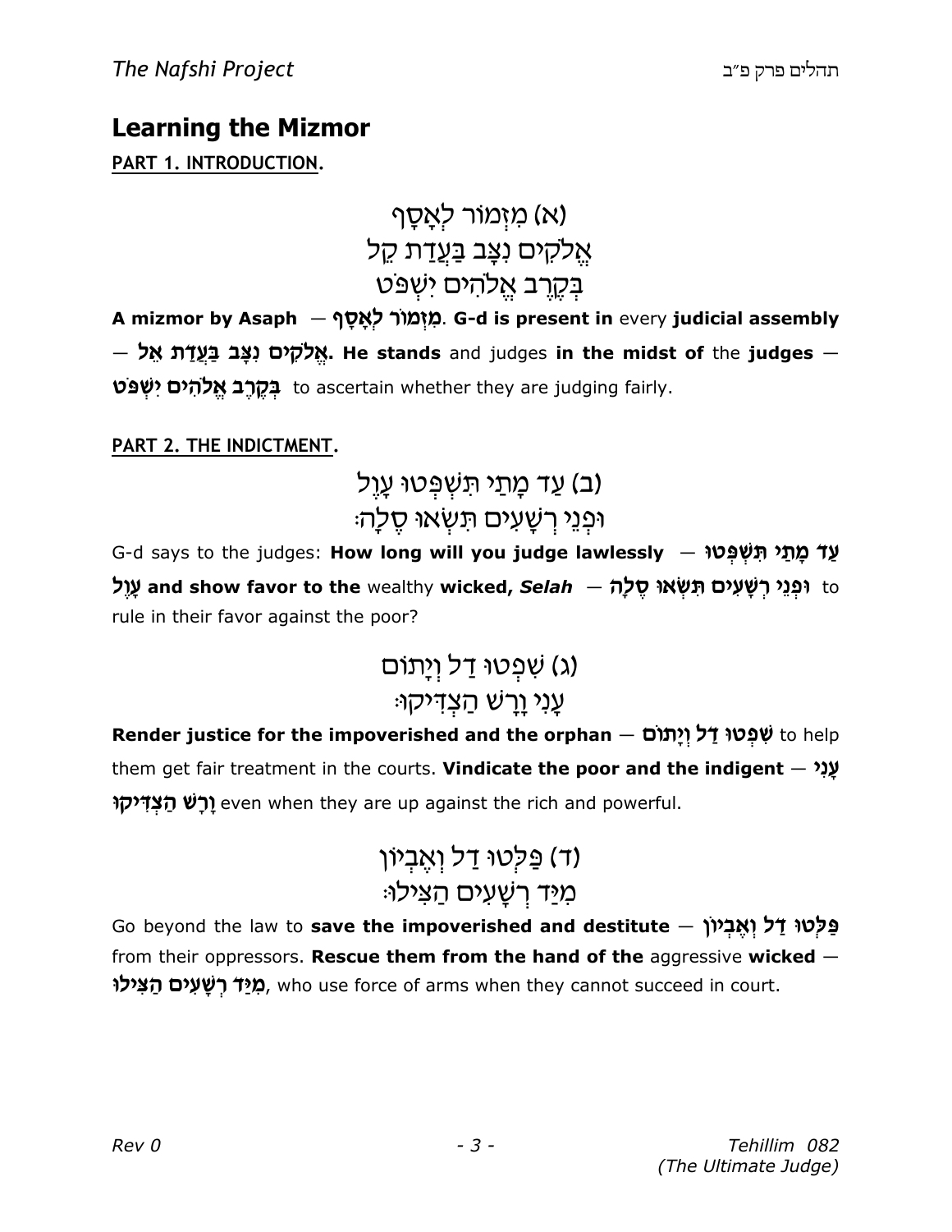## Learning the Mizmor

**PART 1. INTRODUCTION.**

(א) מִזְמוֹר לְאָסָף
אֱלֹקִים נִצָּב בַּעֲדַת קֵל
בְּקֶרֶב אֱלֹהִים יִשְׁפֹּט

**A mizmor by Asaph — מִזְמוֹר לְאָסָף. G-d is present in** every **judicial assembly — אֱלֹקִים נִצָּב בַּעֲדַת אֵל. He stands** and judges **in the midst of** the **judges — בְּקֶרֶב אֱלֹהִים יִשְׁפֹּט** to ascertain whether they are judging fairly.

**PART 2. THE INDICTMENT.**

(ב) עַד מָתַי תִּשְׁפְּטוּ עָוֶל
וּפְנֵי רְשָׁעִים תִּשְׂאוּ סֶלָה׃

G-d says to the judges: **How long will you judge lawlessly — עַד מָתַי תִּשְׁפְּטוּ עָוֶל and show favor to the** wealthy **wicked, *Selah* — וּפְנֵי רְשָׁעִים תִּשְׂאוּ סֶלָה** to rule in their favor against the poor?

(ג) שִׁפְטוּ דַל וְיָתוֹם
עָנִי וָרָשׁ הַצְדִּיקוּ׃

**Render justice for the impoverished and the orphan — שִׁפְטוּ דַל וְיָתוֹם** to help them get fair treatment in the courts. **Vindicate the poor and the indigent — עָנִי וָרָשׁ הַצְדִּיקוּ** even when they are up against the rich and powerful.

(ד) פַּלְּטוּ דַל וְאֶבְיוֹן
מִיַּד רְשָׁעִים הַצִּילוּ׃

Go beyond the law to **save the impoverished and destitute — פַּלְּטוּ דַל וְאֶבְיוֹן** from their oppressors. **Rescue them from the hand of the** aggressive **wicked — מִיַּד רְשָׁעִים הַצִּילוּ**, who use force of arms when they cannot succeed in court.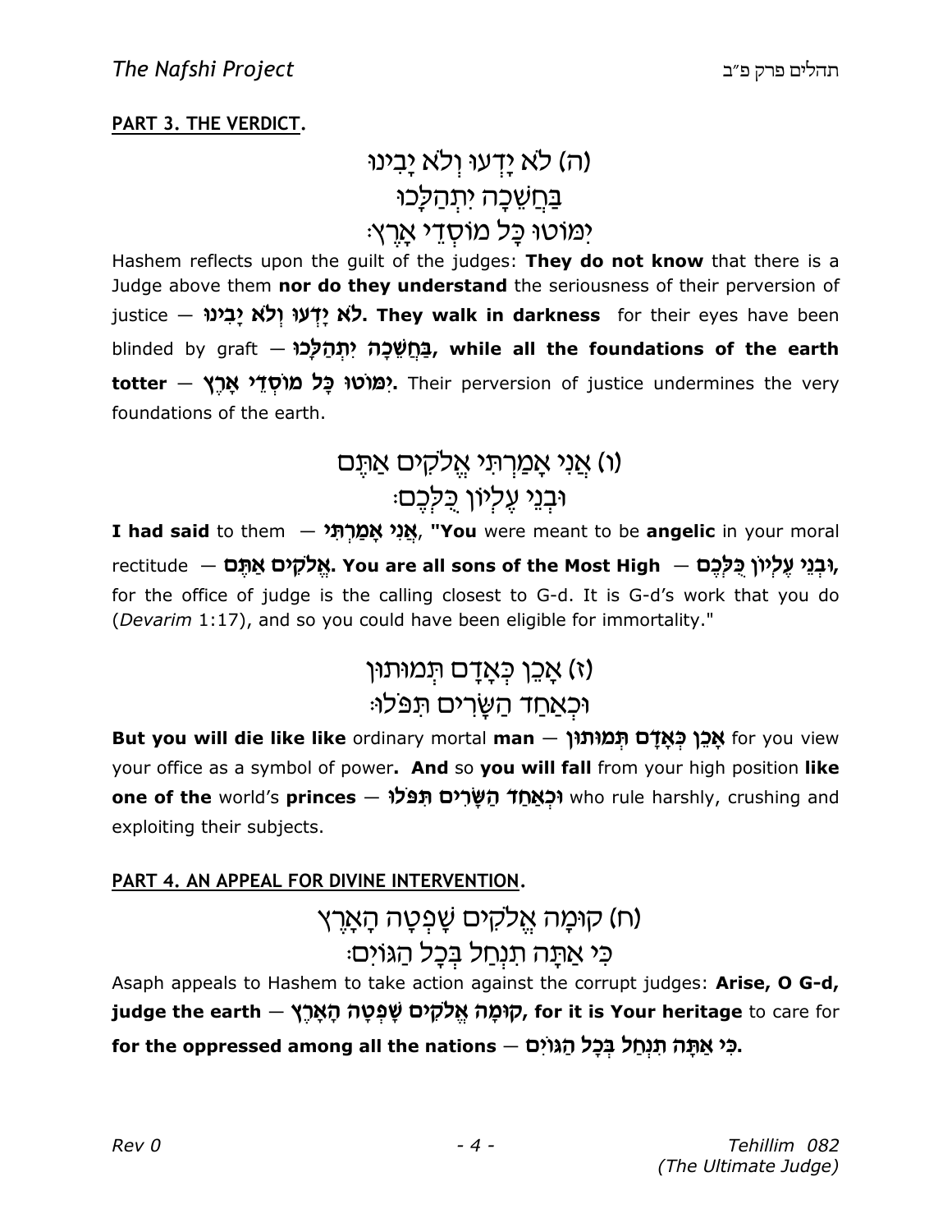**PART 3. THE VERDICT.**

(ה) לֹא יָדְעוּ וְלֹא יָבִינוּ
בַּחֲשֵׁכָה יִתְהַלָּכוּ
יִמּוֹטוּ כָּל מוֹסְדֵי אָרֶץ׃

Hashem reflects upon the guilt of the judges: **They do not know** that there is a Judge above them **nor do they understand** the seriousness of their perversion of justice — **לֹא יָדְעוּ וְלֹא יָבִינוּ. They walk in darkness** for their eyes have been blinded by graft — **בַּחֲשֵׁכָה יִתְהַלָּכוּ, while all the foundations of the earth totter — יִמּוֹטוּ כָּל מוֹסְדֵי אָרֶץ.** Their perversion of justice undermines the very foundations of the earth.

(ו) אֲנִי אָמַרְתִּי אֱלֹקִים אַתֶּם
וּבְנֵי עֶלְיוֹן כֻּלְּכֶם׃

**I had said** to them — **אֲנִי אָמַרְתִּי**, **"You** were meant to be **angelic** in your moral rectitude — **אֱלֹקִים אַתֶּם. You are all sons of the Most High — וּבְנֵי עֶלְיוֹן כֻּלְּכֶם,** for the office of judge is the calling closest to G-d. It is G-d's work that you do (*Devarim* 1:17), and so you could have been eligible for immortality."

(ז) אָכֵן כְּאָדָם תְּמוּתוּן
וּכְאַחַד הַשָּׂרִים תִּפֹּלוּ׃

**But you will die like like** ordinary mortal **man** — **אָכֵן כְּאָדָם תְּמוּתוּן** for you view your office as a symbol of power**. And** so **you will fall** from your high position **like one of the** world's **princes** — **וּכְאַחַד הַשָּׂרִים תִּפֹּלוּ** who rule harshly, crushing and exploiting their subjects.

**PART 4. AN APPEAL FOR DIVINE INTERVENTION.**

(ח) קוּמָה אֱלֹקִים שָׁפְטָה הָאָרֶץ
כִּי אַתָּה תִנְחַל בְּכָל הַגּוֹיִם׃

Asaph appeals to Hashem to take action against the corrupt judges: **Arise, O G-d, judge the earth — קוּמָה אֱלֹקִים שָׁפְטָה הָאָרֶץ, for it is Your heritage** to care for **for the oppressed among all the nations — כִּי אַתָּה תִנְחַל בְּכָל הַגּוֹיִם.**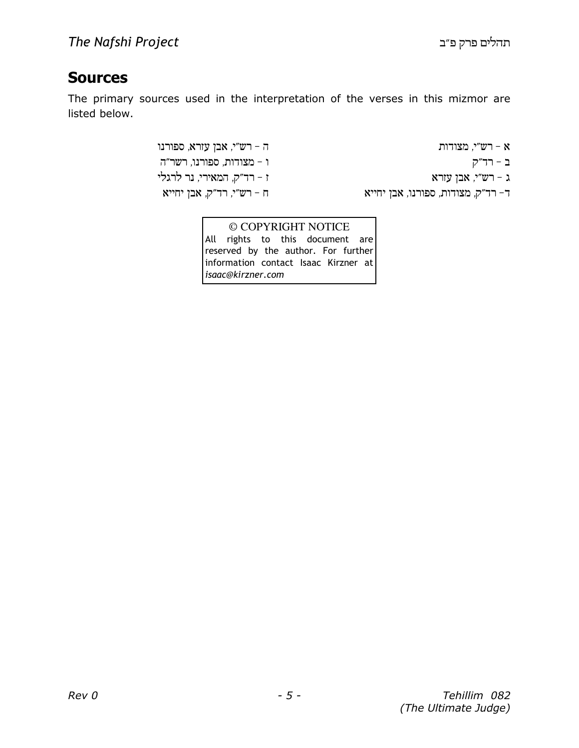## Sources

The primary sources used in the interpretation of the verses in this mizmor are listed below.

א – רש״י, מצודות

ב – רד״ק

ג – רש״י, אבן עזרא

ד– רד״ק, מצודות, ספורנו, אבן יחייא

ה – רש״י, אבן עזרא, ספורנו

ו – מצודות, ספורנו, רשר״ה

ז – רד״ק, המאירי, נר לרגלי

ח – רש״י, רד״ק, אבן יחייא

© COPYRIGHT NOTICE
All rights to this document are reserved by the author. For further information contact Isaac Kirzner at *isaac@kirzner.com*